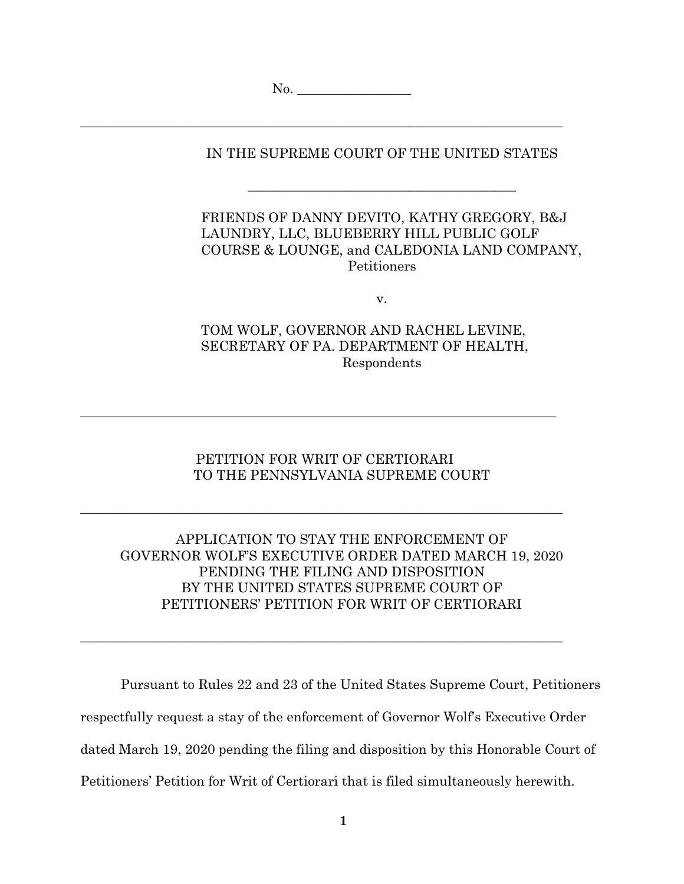No. ________________

---

IN THE SUPREME COURT OF THE UNITED STATES

---

FRIENDS OF DANNY DEVITO, KATHY GREGORY, B&J LAUNDRY, LLC, BLUEBERRY HILL PUBLIC GOLF COURSE & LOUNGE, and CALEDONIA LAND COMPANY, Petitioners

v.

TOM WOLF, GOVERNOR AND RACHEL LEVINE, SECRETARY OF PA. DEPARTMENT OF HEALTH, Respondents

---

PETITION FOR WRIT OF CERTIORARI TO THE PENNSYLVANIA SUPREME COURT

---

APPLICATION TO STAY THE ENFORCEMENT OF GOVERNOR WOLF'S EXECUTIVE ORDER DATED MARCH 19, 2020 PENDING THE FILING AND DISPOSITION BY THE UNITED STATES SUPREME COURT OF PETITIONERS' PETITION FOR WRIT OF CERTIORARI

---

Pursuant to Rules 22 and 23 of the United States Supreme Court, Petitioners respectfully request a stay of the enforcement of Governor Wolf's Executive Order dated March 19, 2020 pending the filing and disposition by this Honorable Court of Petitioners' Petition for Writ of Certiorari that is filed simultaneously herewith.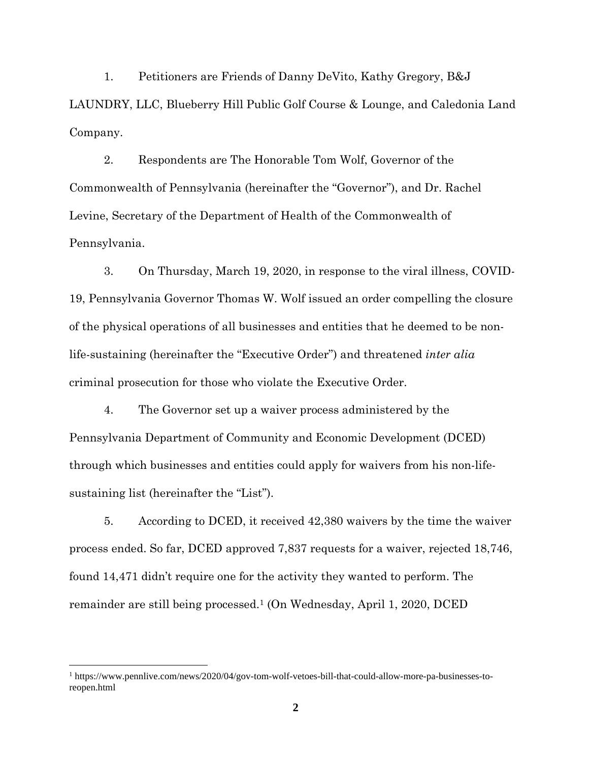1. Petitioners are Friends of Danny DeVito, Kathy Gregory, B&J LAUNDRY, LLC, Blueberry Hill Public Golf Course & Lounge, and Caledonia Land Company.

2. Respondents are The Honorable Tom Wolf, Governor of the Commonwealth of Pennsylvania (hereinafter the "Governor"), and Dr. Rachel Levine, Secretary of the Department of Health of the Commonwealth of Pennsylvania.

3. On Thursday, March 19, 2020, in response to the viral illness, COVID-19, Pennsylvania Governor Thomas W. Wolf issued an order compelling the closure of the physical operations of all businesses and entities that he deemed to be non-life-sustaining (hereinafter the "Executive Order") and threatened *inter alia* criminal prosecution for those who violate the Executive Order.

4. The Governor set up a waiver process administered by the Pennsylvania Department of Community and Economic Development (DCED) through which businesses and entities could apply for waivers from his non-life-sustaining list (hereinafter the "List").

5. According to DCED, it received 42,380 waivers by the time the waiver process ended. So far, DCED approved 7,837 requests for a waiver, rejected 18,746, found 14,471 didn't require one for the activity they wanted to perform. The remainder are still being processed.[1] (On Wednesday, April 1, 2020, DCED

[1] https://www.pennlive.com/news/2020/04/gov-tom-wolf-vetoes-bill-that-could-allow-more-pa-businesses-to-reopen.html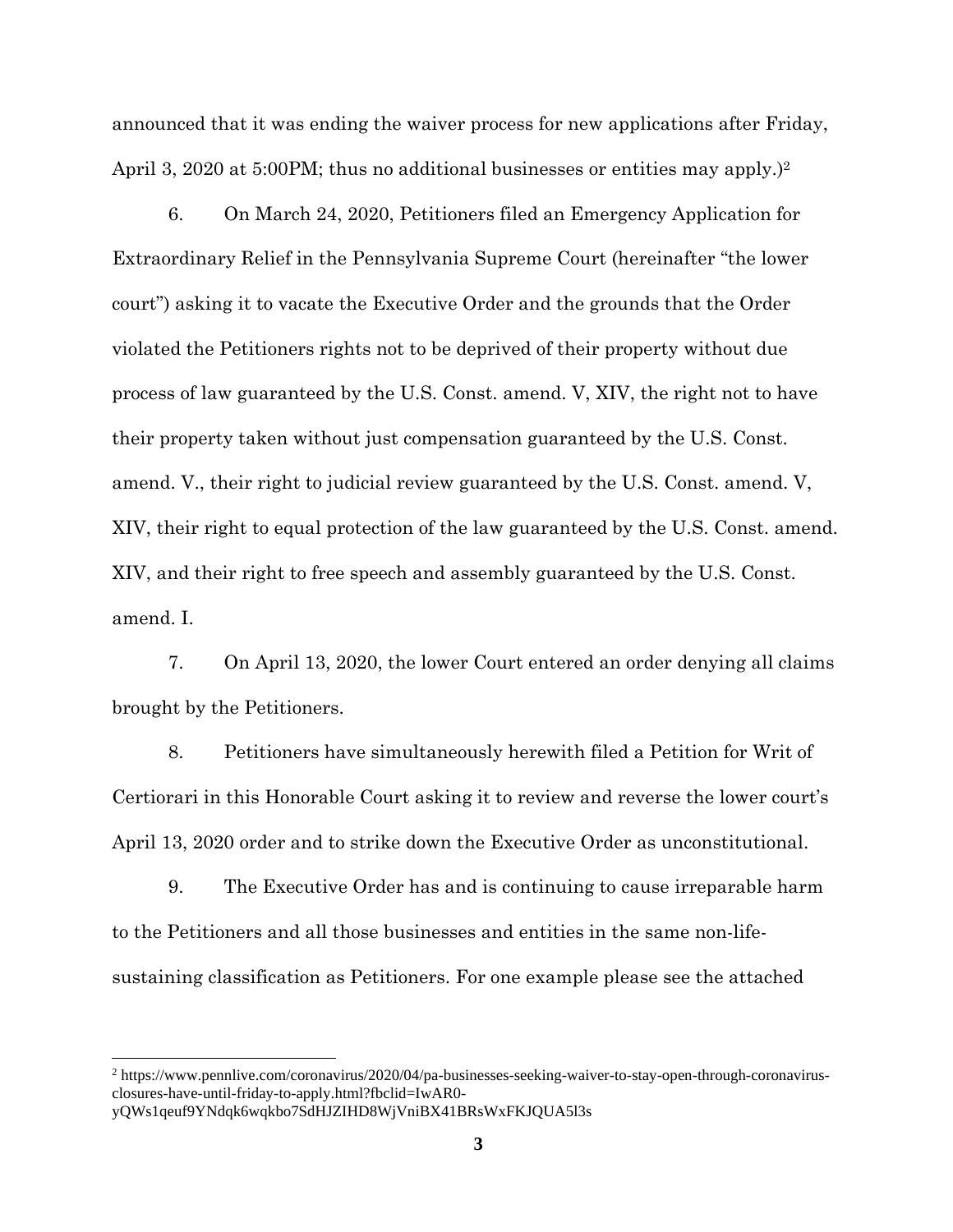announced that it was ending the waiver process for new applications after Friday, April 3, 2020 at 5:00PM; thus no additional businesses or entities may apply.)[2]

6. On March 24, 2020, Petitioners filed an Emergency Application for Extraordinary Relief in the Pennsylvania Supreme Court (hereinafter "the lower court") asking it to vacate the Executive Order and the grounds that the Order violated the Petitioners rights not to be deprived of their property without due process of law guaranteed by the U.S. Const. amend. V, XIV, the right not to have their property taken without just compensation guaranteed by the U.S. Const. amend. V., their right to judicial review guaranteed by the U.S. Const. amend. V, XIV, their right to equal protection of the law guaranteed by the U.S. Const. amend. XIV, and their right to free speech and assembly guaranteed by the U.S. Const. amend. I.

7. On April 13, 2020, the lower Court entered an order denying all claims brought by the Petitioners.

8. Petitioners have simultaneously herewith filed a Petition for Writ of Certiorari in this Honorable Court asking it to review and reverse the lower court's April 13, 2020 order and to strike down the Executive Order as unconstitutional.

9. The Executive Order has and is continuing to cause irreparable harm to the Petitioners and all those businesses and entities in the same non-life-sustaining classification as Petitioners. For one example please see the attached

---

[2] https://www.pennlive.com/coronavirus/2020/04/pa-businesses-seeking-waiver-to-stay-open-through-coronavirus-closures-have-until-friday-to-apply.html?fbclid=IwAR0-yQWs1qeuf9YNdqk6wqkbo7SdHJZIHD8WjVniBX41BRsWxFKJQUA5l3s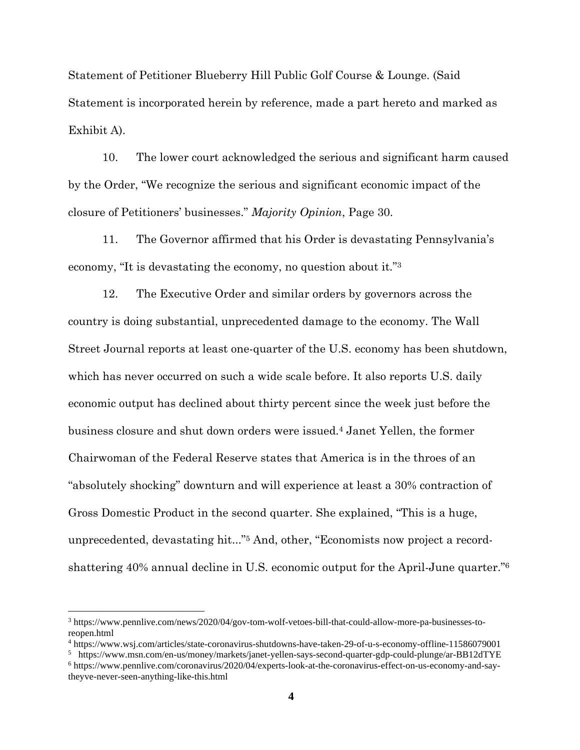Statement of Petitioner Blueberry Hill Public Golf Course & Lounge. (Said Statement is incorporated herein by reference, made a part hereto and marked as Exhibit A).

10. The lower court acknowledged the serious and significant harm caused by the Order, "We recognize the serious and significant economic impact of the closure of Petitioners' businesses." *Majority Opinion*, Page 30.

11. The Governor affirmed that his Order is devastating Pennsylvania's economy, "It is devastating the economy, no question about it."[3]

12. The Executive Order and similar orders by governors across the country is doing substantial, unprecedented damage to the economy. The Wall Street Journal reports at least one-quarter of the U.S. economy has been shutdown, which has never occurred on such a wide scale before. It also reports U.S. daily economic output has declined about thirty percent since the week just before the business closure and shut down orders were issued.[4] Janet Yellen, the former Chairwoman of the Federal Reserve states that America is in the throes of an "absolutely shocking" downturn and will experience at least a 30% contraction of Gross Domestic Product in the second quarter. She explained, "This is a huge, unprecedented, devastating hit..."[5] And, other, "Economists now project a record-shattering 40% annual decline in U.S. economic output for the April-June quarter."[6]

---

[3] https://www.pennlive.com/news/2020/04/gov-tom-wolf-vetoes-bill-that-could-allow-more-pa-businesses-to-reopen.html

[4] https://www.wsj.com/articles/state-coronavirus-shutdowns-have-taken-29-of-u-s-economy-offline-11586079001

[5] https://www.msn.com/en-us/money/markets/janet-yellen-says-second-quarter-gdp-could-plunge/ar-BB12dTYE

[6] https://www.pennlive.com/coronavirus/2020/04/experts-look-at-the-coronavirus-effect-on-us-economy-and-say-theyve-never-seen-anything-like-this.html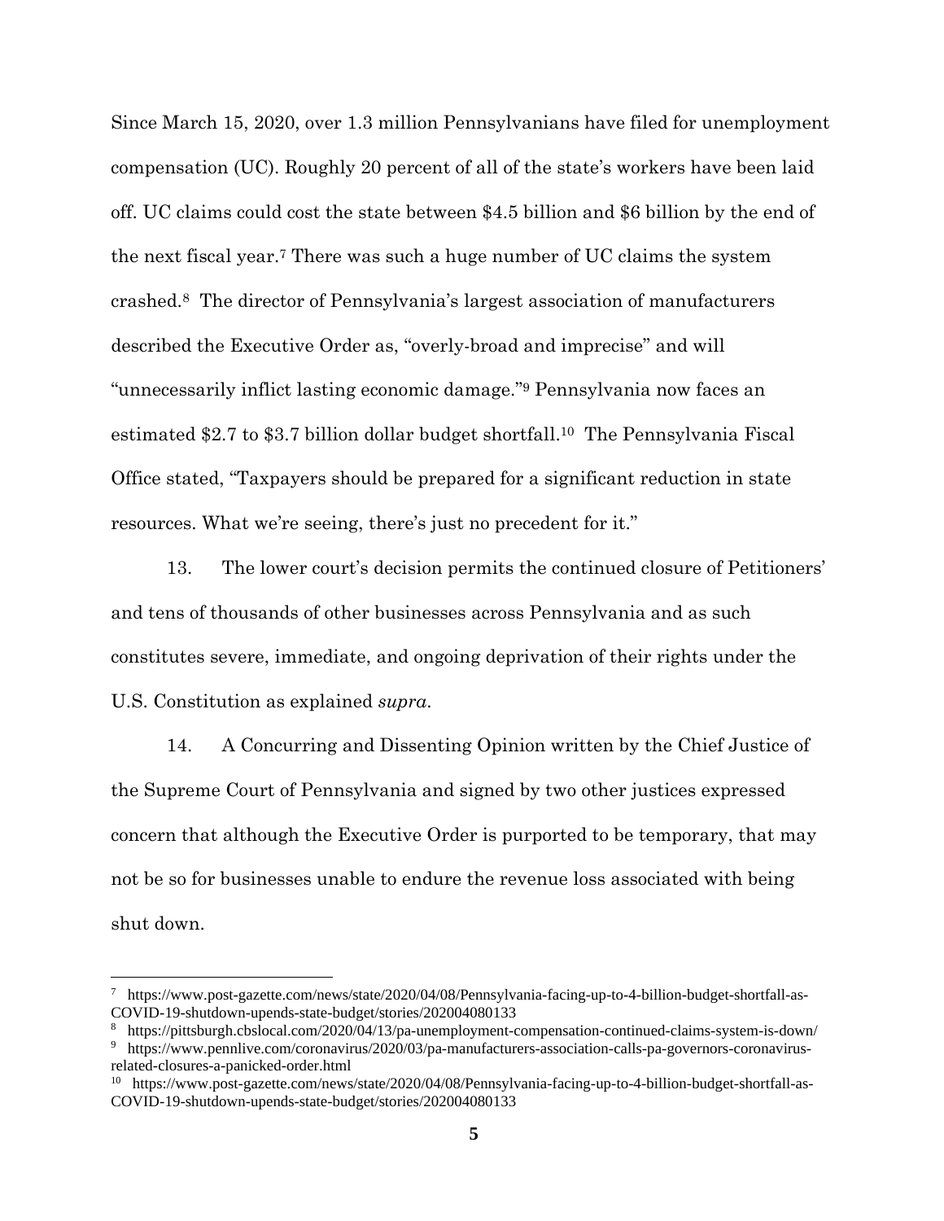Since March 15, 2020, over 1.3 million Pennsylvanians have filed for unemployment compensation (UC). Roughly 20 percent of all of the state's workers have been laid off. UC claims could cost the state between $4.5 billion and $6 billion by the end of the next fiscal year.[7] There was such a huge number of UC claims the system crashed.[8] The director of Pennsylvania's largest association of manufacturers described the Executive Order as, "overly-broad and imprecise" and will "unnecessarily inflict lasting economic damage."[9] Pennsylvania now faces an estimated $2.7 to $3.7 billion dollar budget shortfall.[10] The Pennsylvania Fiscal Office stated, "Taxpayers should be prepared for a significant reduction in state resources. What we're seeing, there's just no precedent for it."

13. The lower court's decision permits the continued closure of Petitioners' and tens of thousands of other businesses across Pennsylvania and as such constitutes severe, immediate, and ongoing deprivation of their rights under the U.S. Constitution as explained *supra*.

14. A Concurring and Dissenting Opinion written by the Chief Justice of the Supreme Court of Pennsylvania and signed by two other justices expressed concern that although the Executive Order is purported to be temporary, that may not be so for businesses unable to endure the revenue loss associated with being shut down.

---

[7] https://www.post-gazette.com/news/state/2020/04/08/Pennsylvania-facing-up-to-4-billion-budget-shortfall-as-COVID-19-shutdown-upends-state-budget/stories/202004080133

[8] https://pittsburgh.cbslocal.com/2020/04/13/pa-unemployment-compensation-continued-claims-system-is-down/

[9] https://www.pennlive.com/coronavirus/2020/03/pa-manufacturers-association-calls-pa-governors-coronavirus-related-closures-a-panicked-order.html

[10] https://www.post-gazette.com/news/state/2020/04/08/Pennsylvania-facing-up-to-4-billion-budget-shortfall-as-COVID-19-shutdown-upends-state-budget/stories/202004080133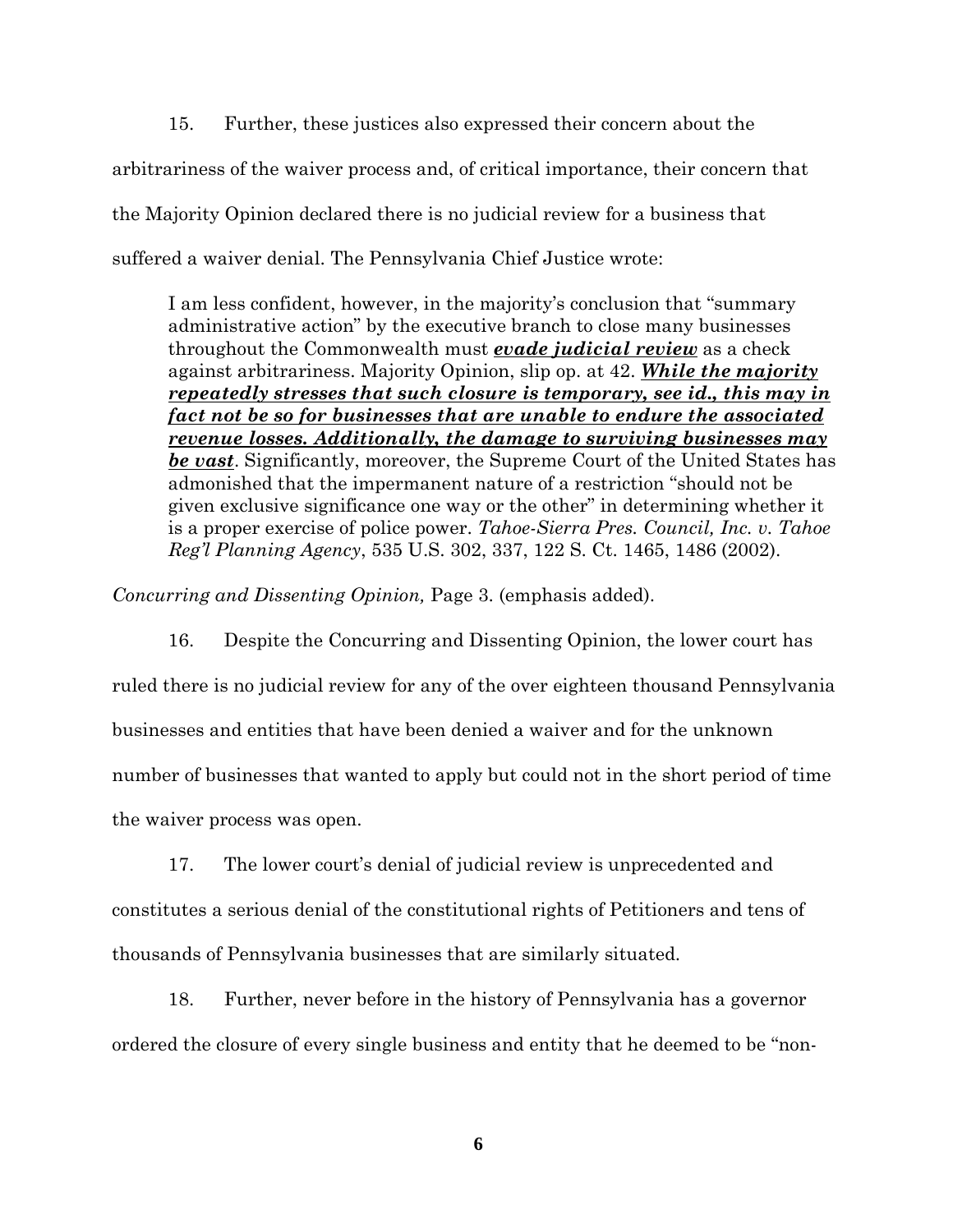15. Further, these justices also expressed their concern about the arbitrariness of the waiver process and, of critical importance, their concern that the Majority Opinion declared there is no judicial review for a business that suffered a waiver denial. The Pennsylvania Chief Justice wrote:

> I am less confident, however, in the majority's conclusion that "summary administrative action" by the executive branch to close many businesses throughout the Commonwealth must ***evade judicial review*** as a check against arbitrariness. Majority Opinion, slip op. at 42. ***While the majority repeatedly stresses that such closure is temporary, see id., this may in fact not be so for businesses that are unable to endure the associated revenue losses. Additionally, the damage to surviving businesses may be vast***. Significantly, moreover, the Supreme Court of the United States has admonished that the impermanent nature of a restriction "should not be given exclusive significance one way or the other" in determining whether it is a proper exercise of police power. *Tahoe-Sierra Pres. Council, Inc. v. Tahoe Reg'l Planning Agency*, 535 U.S. 302, 337, 122 S. Ct. 1465, 1486 (2002).

*Concurring and Dissenting Opinion,* Page 3. (emphasis added).

16. Despite the Concurring and Dissenting Opinion, the lower court has ruled there is no judicial review for any of the over eighteen thousand Pennsylvania businesses and entities that have been denied a waiver and for the unknown number of businesses that wanted to apply but could not in the short period of time the waiver process was open.

17. The lower court's denial of judicial review is unprecedented and constitutes a serious denial of the constitutional rights of Petitioners and tens of thousands of Pennsylvania businesses that are similarly situated.

18. Further, never before in the history of Pennsylvania has a governor ordered the closure of every single business and entity that he deemed to be "non-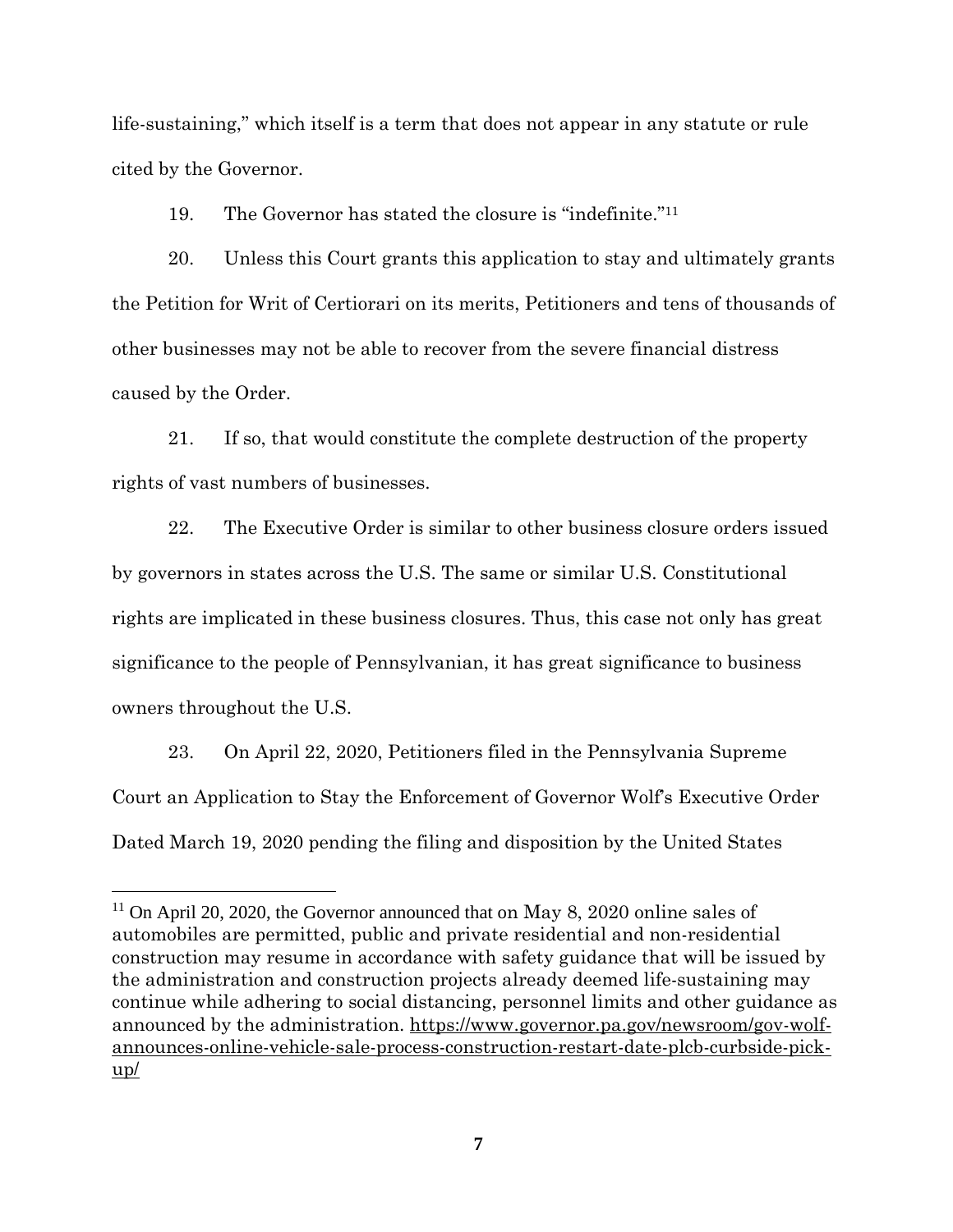life-sustaining," which itself is a term that does not appear in any statute or rule cited by the Governor.

19. The Governor has stated the closure is "indefinite."[11]

20. Unless this Court grants this application to stay and ultimately grants the Petition for Writ of Certiorari on its merits, Petitioners and tens of thousands of other businesses may not be able to recover from the severe financial distress caused by the Order.

21. If so, that would constitute the complete destruction of the property rights of vast numbers of businesses.

22. The Executive Order is similar to other business closure orders issued by governors in states across the U.S. The same or similar U.S. Constitutional rights are implicated in these business closures. Thus, this case not only has great significance to the people of Pennsylvanian, it has great significance to business owners throughout the U.S.

23. On April 22, 2020, Petitioners filed in the Pennsylvania Supreme Court an Application to Stay the Enforcement of Governor Wolf's Executive Order Dated March 19, 2020 pending the filing and disposition by the United States

---

[11] On April 20, 2020, the Governor announced that on May 8, 2020 online sales of automobiles are permitted, public and private residential and non-residential construction may resume in accordance with safety guidance that will be issued by the administration and construction projects already deemed life-sustaining may continue while adhering to social distancing, personnel limits and other guidance as announced by the administration. https://www.governor.pa.gov/newsroom/gov-wolf-announces-online-vehicle-sale-process-construction-restart-date-plcb-curbside-pick-up/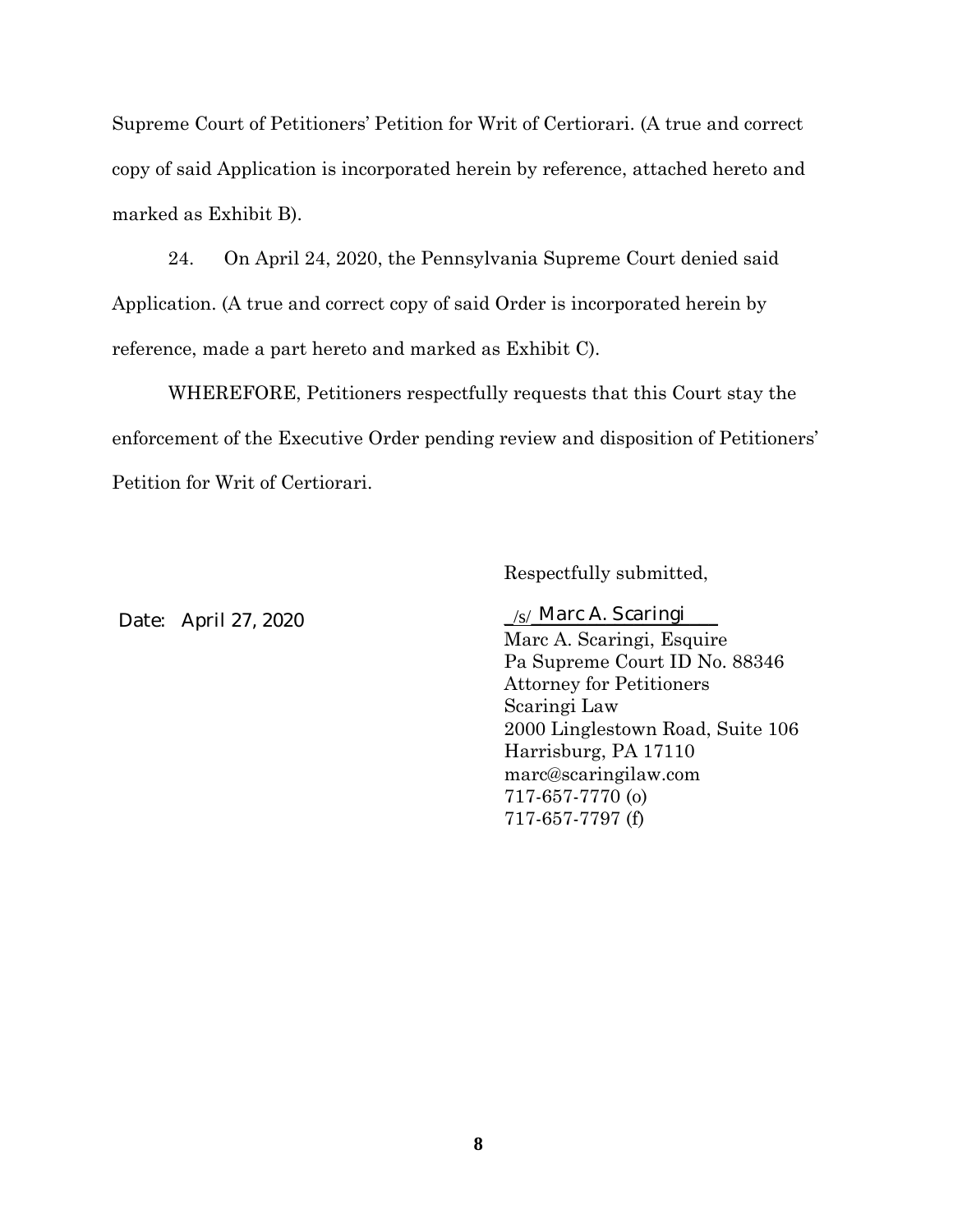Supreme Court of Petitioners' Petition for Writ of Certiorari. (A true and correct copy of said Application is incorporated herein by reference, attached hereto and marked as Exhibit B).

24. On April 24, 2020, the Pennsylvania Supreme Court denied said Application. (A true and correct copy of said Order is incorporated herein by reference, made a part hereto and marked as Exhibit C).

WHEREFORE, Petitioners respectfully requests that this Court stay the enforcement of the Executive Order pending review and disposition of Petitioners' Petition for Writ of Certiorari.

Respectfully submitted,

Date: April 27, 2020

_/s/_Marc A. Scaringi____  
Marc A. Scaringi, Esquire  
Pa Supreme Court ID No. 88346  
Attorney for Petitioners  
Scaringi Law  
2000 Linglestown Road, Suite 106  
Harrisburg, PA 17110  
marc@scaringilaw.com  
717-657-7770 (o)  
717-657-7797 (f)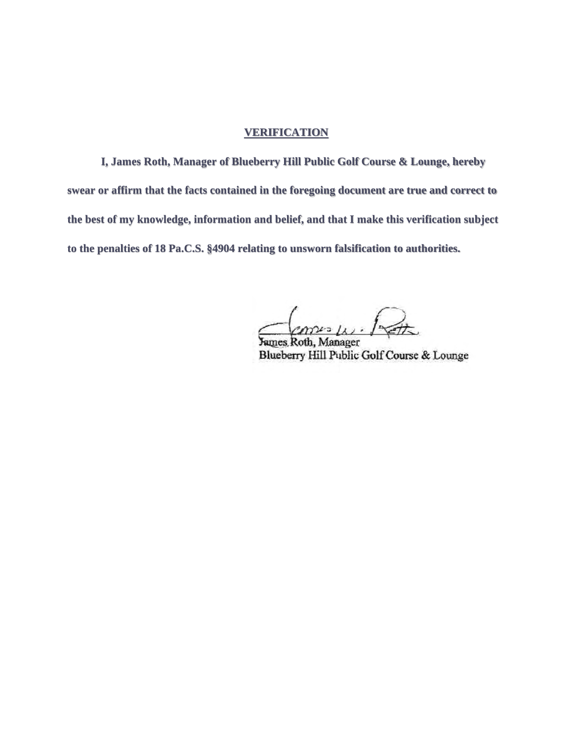## **VERIFICATION**

**I, James Roth, Manager of Blueberry Hill Public Golf Course & Lounge, hereby swear or affirm that the facts contained in the foregoing document are true and correct to the best of my knowledge, information and belief, and that I make this verification subject to the penalties of 18 Pa.C.S. §4904 relating to unsworn falsification to authorities.**

James Roth, Manager
Blueberry Hill Public Golf Course & Lounge